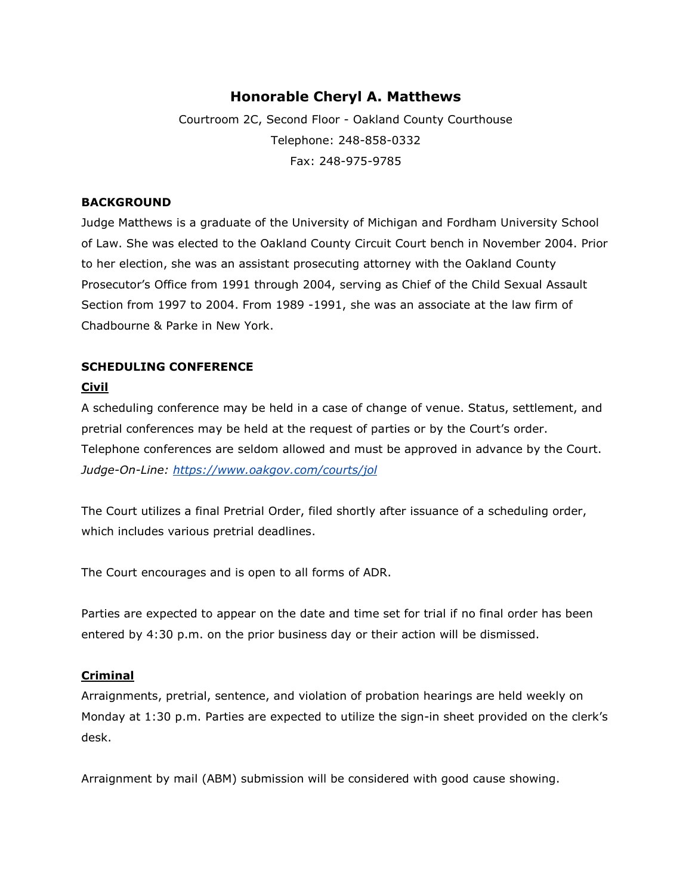# Honorable Cheryl A. Matthews

Courtroom 2C, Second Floor - Oakland County Courthouse
Telephone: 248-858-0332
Fax: 248-975-9785

## BACKGROUND

Judge Matthews is a graduate of the University of Michigan and Fordham University School of Law. She was elected to the Oakland County Circuit Court bench in November 2004. Prior to her election, she was an assistant prosecuting attorney with the Oakland County Prosecutor's Office from 1991 through 2004, serving as Chief of the Child Sexual Assault Section from 1997 to 2004. From 1989 -1991, she was an associate at the law firm of Chadbourne & Parke in New York.

## SCHEDULING CONFERENCE

### Civil

A scheduling conference may be held in a case of change of venue. Status, settlement, and pretrial conferences may be held at the request of parties or by the Court's order. Telephone conferences are seldom allowed and must be approved in advance by the Court. *Judge-On-Line: [https://www.oakgov.com/courts/jol](https://www.oakgov.com/courts/jol)*

The Court utilizes a final Pretrial Order, filed shortly after issuance of a scheduling order, which includes various pretrial deadlines.

The Court encourages and is open to all forms of ADR.

Parties are expected to appear on the date and time set for trial if no final order has been entered by 4:30 p.m. on the prior business day or their action will be dismissed.

### Criminal

Arraignments, pretrial, sentence, and violation of probation hearings are held weekly on Monday at 1:30 p.m. Parties are expected to utilize the sign-in sheet provided on the clerk's desk.

Arraignment by mail (ABM) submission will be considered with good cause showing.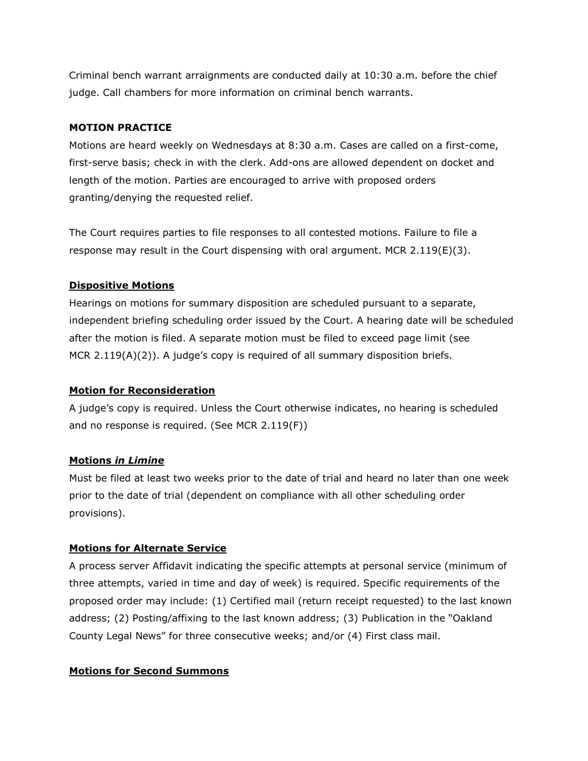Criminal bench warrant arraignments are conducted daily at 10:30 a.m. before the chief judge. Call chambers for more information on criminal bench warrants.

## MOTION PRACTICE

Motions are heard weekly on Wednesdays at 8:30 a.m. Cases are called on a first-come, first-serve basis; check in with the clerk. Add-ons are allowed dependent on docket and length of the motion. Parties are encouraged to arrive with proposed orders granting/denying the requested relief.

The Court requires parties to file responses to all contested motions. Failure to file a response may result in the Court dispensing with oral argument. MCR 2.119(E)(3).

### Dispositive Motions

Hearings on motions for summary disposition are scheduled pursuant to a separate, independent briefing scheduling order issued by the Court. A hearing date will be scheduled after the motion is filed. A separate motion must be filed to exceed page limit (see MCR 2.119(A)(2)). A judge's copy is required of all summary disposition briefs.

### Motion for Reconsideration

A judge's copy is required. Unless the Court otherwise indicates, no hearing is scheduled and no response is required. (See MCR 2.119(F))

### Motions *in Limine*

Must be filed at least two weeks prior to the date of trial and heard no later than one week prior to the date of trial (dependent on compliance with all other scheduling order provisions).

### Motions for Alternate Service

A process server Affidavit indicating the specific attempts at personal service (minimum of three attempts, varied in time and day of week) is required. Specific requirements of the proposed order may include: (1) Certified mail (return receipt requested) to the last known address; (2) Posting/affixing to the last known address; (3) Publication in the "Oakland County Legal News" for three consecutive weeks; and/or (4) First class mail.

### Motions for Second Summons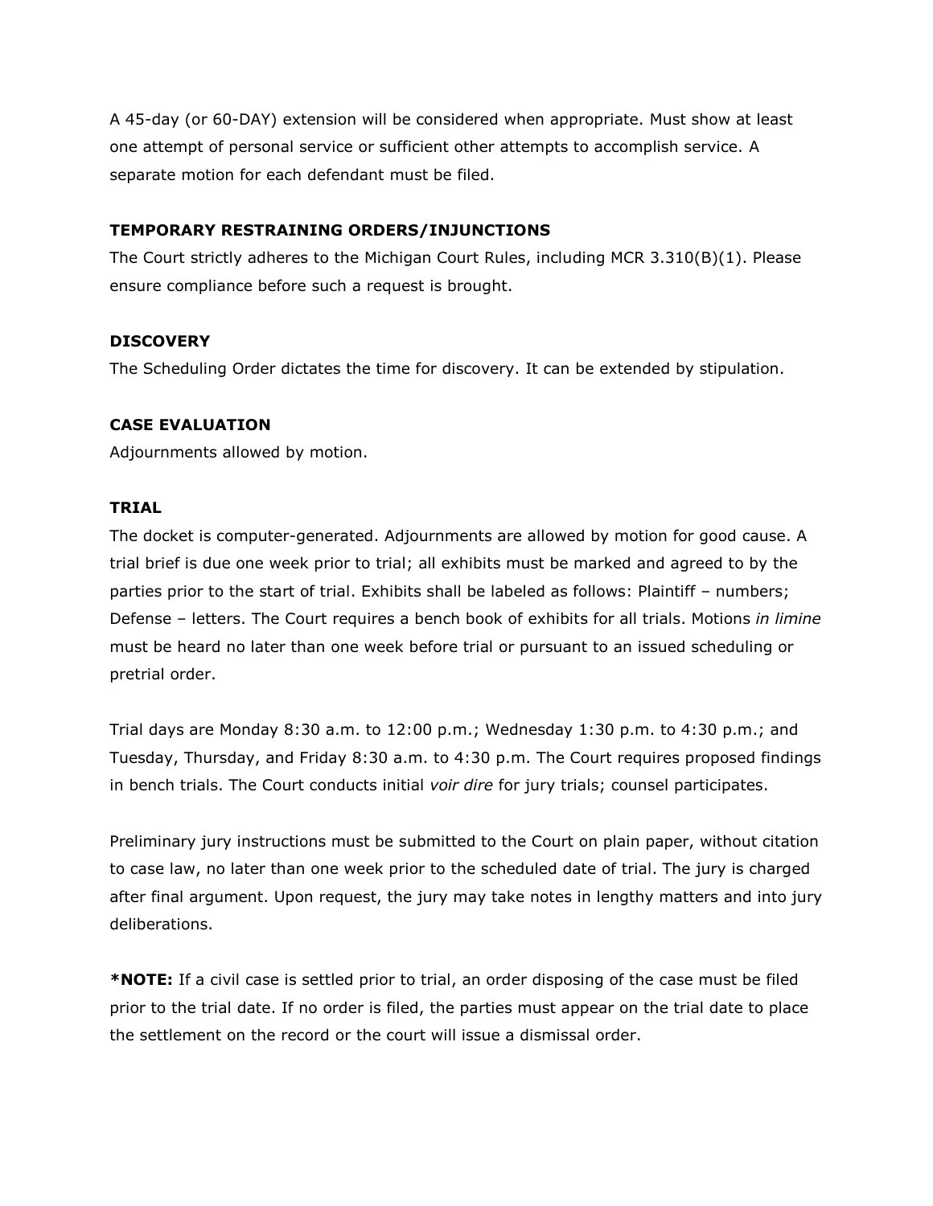A 45-day (or 60-DAY) extension will be considered when appropriate. Must show at least one attempt of personal service or sufficient other attempts to accomplish service. A separate motion for each defendant must be filed.

**TEMPORARY RESTRAINING ORDERS/INJUNCTIONS**

The Court strictly adheres to the Michigan Court Rules, including MCR 3.310(B)(1). Please ensure compliance before such a request is brought.

**DISCOVERY**

The Scheduling Order dictates the time for discovery. It can be extended by stipulation.

**CASE EVALUATION**

Adjournments allowed by motion.

**TRIAL**

The docket is computer-generated. Adjournments are allowed by motion for good cause. A trial brief is due one week prior to trial; all exhibits must be marked and agreed to by the parties prior to the start of trial. Exhibits shall be labeled as follows: Plaintiff – numbers; Defense – letters. The Court requires a bench book of exhibits for all trials. Motions *in limine* must be heard no later than one week before trial or pursuant to an issued scheduling or pretrial order.

Trial days are Monday 8:30 a.m. to 12:00 p.m.; Wednesday 1:30 p.m. to 4:30 p.m.; and Tuesday, Thursday, and Friday 8:30 a.m. to 4:30 p.m. The Court requires proposed findings in bench trials. The Court conducts initial *voir dire* for jury trials; counsel participates.

Preliminary jury instructions must be submitted to the Court on plain paper, without citation to case law, no later than one week prior to the scheduled date of trial. The jury is charged after final argument. Upon request, the jury may take notes in lengthy matters and into jury deliberations.

***NOTE:** If a civil case is settled prior to trial, an order disposing of the case must be filed prior to the trial date. If no order is filed, the parties must appear on the trial date to place the settlement on the record or the court will issue a dismissal order.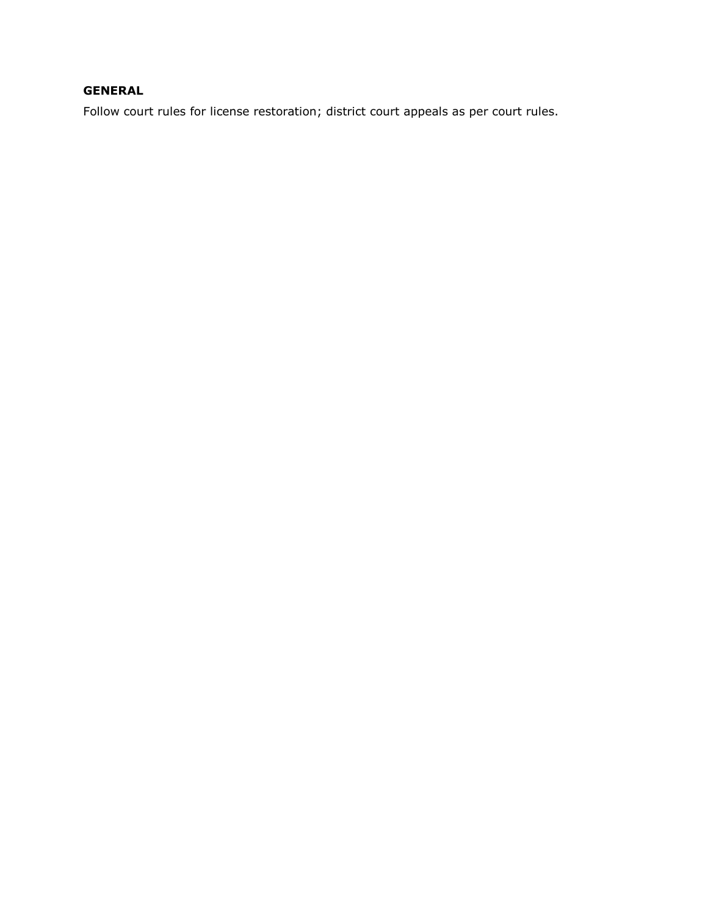**GENERAL**

Follow court rules for license restoration; district court appeals as per court rules.